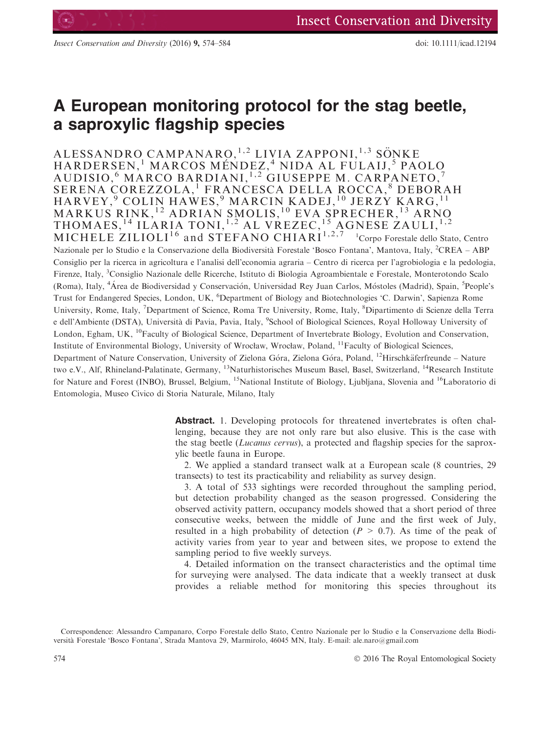# A European monitoring protocol for the stag beetle, a saproxylic flagship species

ALESSANDRO CAMPANARO,[1,2] LIVIA ZAPPONI,[1,3] SÖNKE HARDERSEN,[1] MARCOS MÉNDEZ,[4] NIDA AL FULAIJ,[5] PAOLO AUDISIO,[6] MARCO BARDIANI,[1,2] GIUSEPPE M. CARPANETO,[7] SERENA COREZZOLA,[1] FRANCESCA DELLA ROCCA,[8] DEBORAH HARVEY,[9] COLIN HAWES,[9] MARCIN KADEJ,[10] JERZY KARG,[11] MARKUS RINK,[12] ADRIAN SMOLIS,[10] EVA SPRECHER,[13] ARNO THOMAES,[14] ILARIA TONI,[1,2] AL VREZEC,[15] AGNESE ZAULI,[1,2] MICHELE ZILIOLI[16] and STEFANO CHIARI[1,2,7]

[1]Corpo Forestale dello Stato, Centro Nazionale per lo Studio e la Conservazione della Biodiversità Forestale 'Bosco Fontana', Mantova, Italy, [2]CREA – ABP Consiglio per la ricerca in agricoltura e l'analisi dell'economia agraria – Centro di ricerca per l'agrobiologia e la pedologia, Firenze, Italy, [3]Consiglio Nazionale delle Ricerche, Istituto di Biologia Agroambientale e Forestale, Monterotondo Scalo (Roma), Italy, [4]Área de Biodiversidad y Conservación, Universidad Rey Juan Carlos, Móstoles (Madrid), Spain, [5]People's Trust for Endangered Species, London, UK, [6]Department of Biology and Biotechnologies 'C. Darwin', Sapienza Rome University, Rome, Italy, [7]Department of Science, Roma Tre University, Rome, Italy, [8]Dipartimento di Scienze della Terra e dell'Ambiente (DSTA), Università di Pavia, Pavia, Italy, [9]School of Biological Sciences, Royal Holloway University of London, Egham, UK, [10]Faculty of Biological Science, Department of Invertebrate Biology, Evolution and Conservation, Institute of Environmental Biology, University of Wrocław, Wrocław, Poland, [11]Faculty of Biological Sciences, Department of Nature Conservation, University of Zielona Góra, Zielona Góra, Poland, [12]Hirschkäferfreunde – Nature two e.V., Alf, Rhineland-Palatinate, Germany, [13]Naturhistorisches Museum Basel, Basel, Switzerland, [14]Research Institute for Nature and Forest (INBO), Brussel, Belgium, [15]National Institute of Biology, Ljubljana, Slovenia and [16]Laboratorio di Entomologia, Museo Civico di Storia Naturale, Milano, Italy

**Abstract.** 1. Developing protocols for threatened invertebrates is often challenging, because they are not only rare but also elusive. This is the case with the stag beetle (*Lucanus cervus*), a protected and flagship species for the saproxylic beetle fauna in Europe.

2. We applied a standard transect walk at a European scale (8 countries, 29 transects) to test its practicability and reliability as survey design.

3. A total of 533 sightings were recorded throughout the sampling period, but detection probability changed as the season progressed. Considering the observed activity pattern, occupancy models showed that a short period of three consecutive weeks, between the middle of June and the first week of July, resulted in a high probability of detection ($P > 0.7$). As time of the peak of activity varies from year to year and between sites, we propose to extend the sampling period to five weekly surveys.

4. Detailed information on the transect characteristics and the optimal time for surveying were analysed. The data indicate that a weekly transect at dusk provides a reliable method for monitoring this species throughout its

Correspondence: Alessandro Campanaro, Corpo Forestale dello Stato, Centro Nazionale per lo Studio e la Conservazione della Biodiversità Forestale 'Bosco Fontana', Strada Mantova 29, Marmirolo, 46045 MN, Italy. E-mail: ale.naro@gmail.com

© 2016 The Royal Entomological Society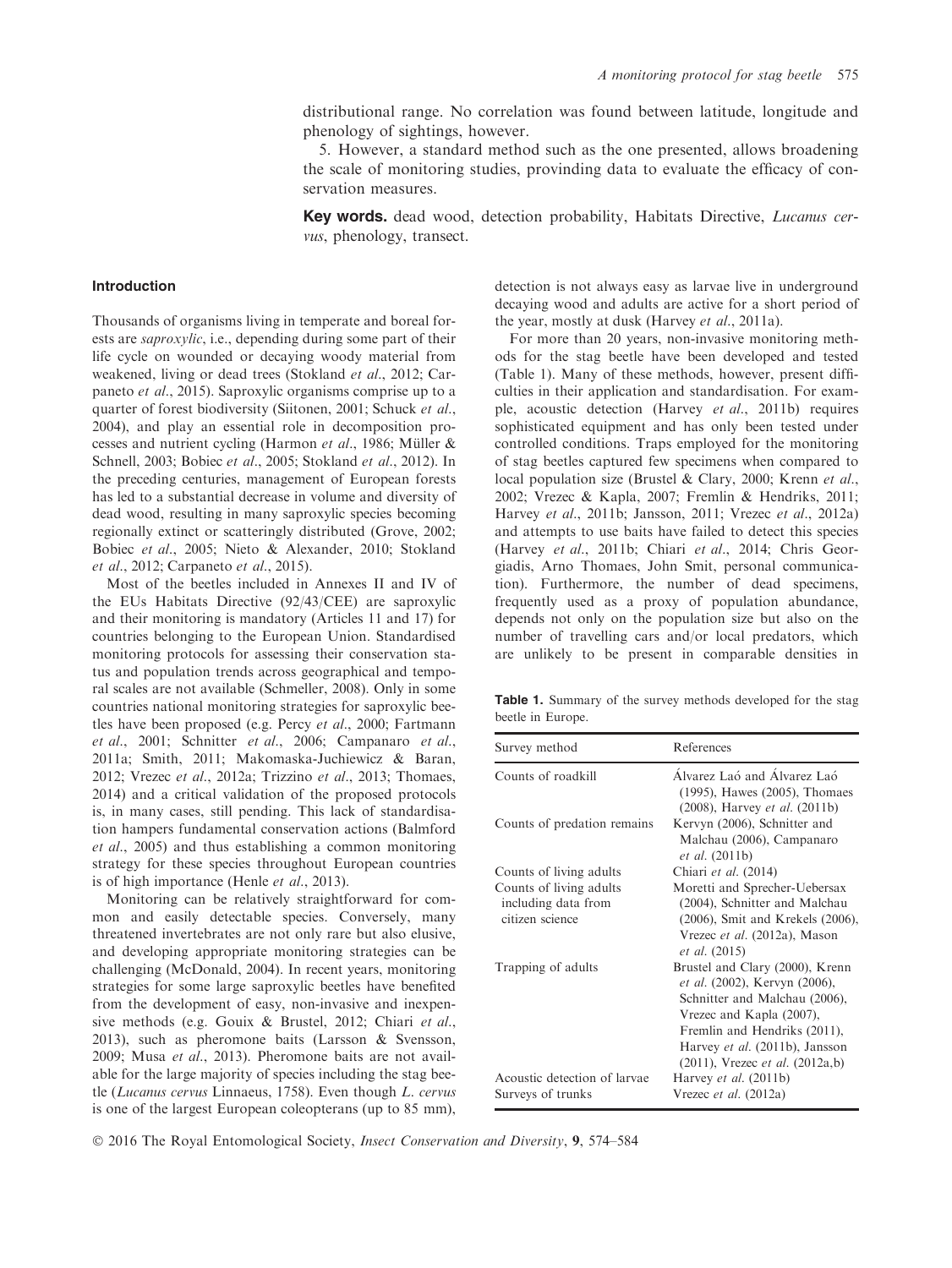distributional range. No correlation was found between latitude, longitude and phenology of sightings, however.

5. However, a standard method such as the one presented, allows broadening the scale of monitoring studies, provinding data to evaluate the efficacy of conservation measures.

**Key words.** dead wood, detection probability, Habitats Directive, *Lucanus cervus*, phenology, transect.

## Introduction

Thousands of organisms living in temperate and boreal forests are *saproxylic*, i.e., depending during some part of their life cycle on wounded or decaying woody material from weakened, living or dead trees (Stokland *et al.*, 2012; Carpaneto *et al.*, 2015). Saproxylic organisms comprise up to a quarter of forest biodiversity (Siitonen, 2001; Schuck *et al.*, 2004), and play an essential role in decomposition processes and nutrient cycling (Harmon *et al.*, 1986; Müller & Schnell, 2003; Bobiec *et al.*, 2005; Stokland *et al.*, 2012). In the preceding centuries, management of European forests has led to a substantial decrease in volume and diversity of dead wood, resulting in many saproxylic species becoming regionally extinct or scatteringly distributed (Grove, 2002; Bobiec *et al.*, 2005; Nieto & Alexander, 2010; Stokland *et al.*, 2012; Carpaneto *et al.*, 2015).

Most of the beetles included in Annexes II and IV of the EUs Habitats Directive (92/43/CEE) are saproxylic and their monitoring is mandatory (Articles 11 and 17) for countries belonging to the European Union. Standardised monitoring protocols for assessing their conservation status and population trends across geographical and temporal scales are not available (Schmeller, 2008). Only in some countries national monitoring strategies for saproxylic beetles have been proposed (e.g. Percy *et al.*, 2000; Fartmann *et al.*, 2001; Schnitter *et al.*, 2006; Campanaro *et al.*, 2011a; Smith, 2011; Makomaska-Juchiewicz & Baran, 2012; Vrezec *et al.*, 2012a; Trizzino *et al.*, 2013; Thomaes, 2014) and a critical validation of the proposed protocols is, in many cases, still pending. This lack of standardisation hampers fundamental conservation actions (Balmford *et al.*, 2005) and thus establishing a common monitoring strategy for these species throughout European countries is of high importance (Henle *et al.*, 2013).

Monitoring can be relatively straightforward for common and easily detectable species. Conversely, many threatened invertebrates are not only rare but also elusive, and developing appropriate monitoring strategies can be challenging (McDonald, 2004). In recent years, monitoring strategies for some large saproxylic beetles have benefited from the development of easy, non-invasive and inexpensive methods (e.g. Gouix & Brustel, 2012; Chiari *et al.*, 2013), such as pheromone baits (Larsson & Svensson, 2009; Musa *et al.*, 2013). Pheromone baits are not available for the large majority of species including the stag beetle (*Lucanus cervus* Linnaeus, 1758). Even though *L. cervus* is one of the largest European coleopterans (up to 85 mm), detection is not always easy as larvae live in underground decaying wood and adults are active for a short period of the year, mostly at dusk (Harvey *et al.*, 2011a).

For more than 20 years, non-invasive monitoring methods for the stag beetle have been developed and tested (Table 1). Many of these methods, however, present difficulties in their application and standardisation. For example, acoustic detection (Harvey *et al.*, 2011b) requires sophisticated equipment and has only been tested under controlled conditions. Traps employed for the monitoring of stag beetles captured few specimens when compared to local population size (Brustel & Clary, 2000; Krenn *et al.*, 2002; Vrezec & Kapla, 2007; Fremlin & Hendriks, 2011; Harvey *et al.*, 2011b; Jansson, 2011; Vrezec *et al.*, 2012a) and attempts to use baits have failed to detect this species (Harvey *et al.*, 2011b; Chiari *et al.*, 2014; Chris Georgiadis, Arno Thomaes, John Smit, personal communication). Furthermore, the number of dead specimens, frequently used as a proxy of population abundance, depends not only on the population size but also on the number of travelling cars and/or local predators, which are unlikely to be present in comparable densities in

**Table 1.** Summary of the survey methods developed for the stag beetle in Europe.

| Survey method | References |
|---|---|
| Counts of roadkill | Álvarez Laó and Álvarez Laó (1995), Hawes (2005), Thomaes (2008), Harvey *et al.* (2011b) |
| Counts of predation remains | Kervyn (2006), Schnitter and Malchau (2006), Campanaro *et al.* (2011b) |
| Counts of living adults | Chiari *et al.* (2014) |
| Counts of living adults including data from citizen science | Moretti and Sprecher-Uebersax (2004), Schnitter and Malchau (2006), Smit and Krekels (2006), Vrezec *et al.* (2012a), Mason *et al.* (2015) |
| Trapping of adults | Brustel and Clary (2000), Krenn *et al.* (2002), Kervyn (2006), Schnitter and Malchau (2006), Vrezec and Kapla (2007), Fremlin and Hendriks (2011), Harvey *et al.* (2011b), Jansson (2011), Vrezec *et al.* (2012a,b) |
| Acoustic detection of larvae | Harvey *et al.* (2011b) |
| Surveys of trunks | Vrezec *et al.* (2012a) |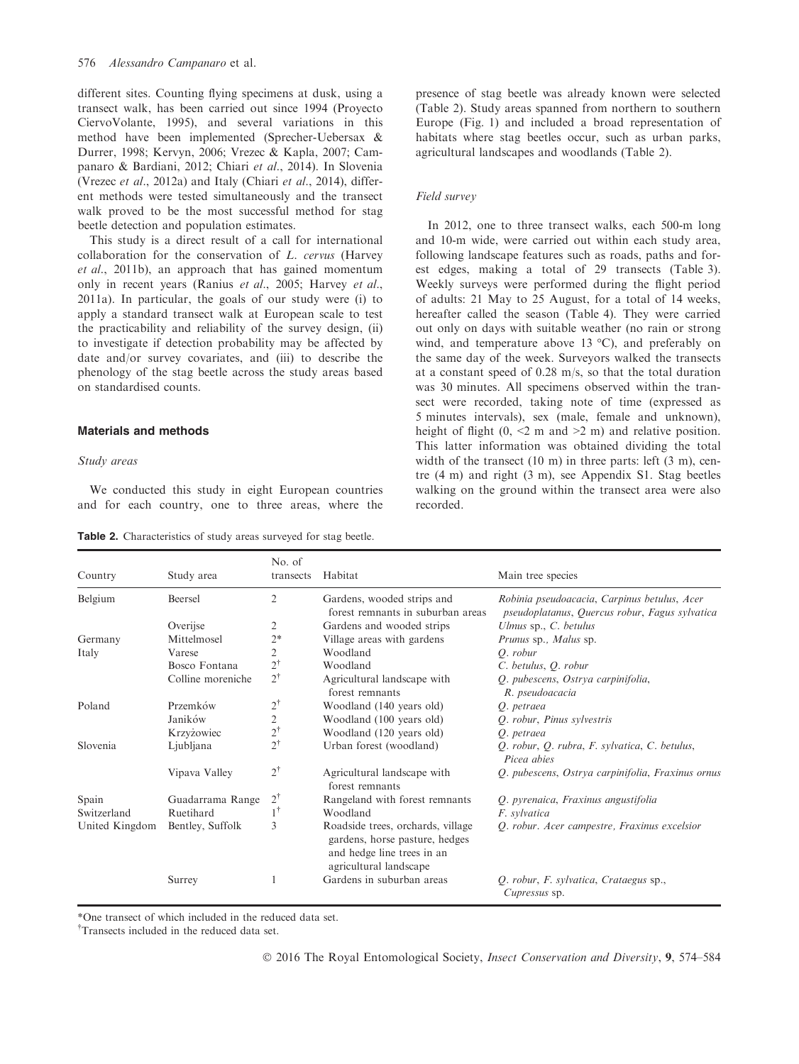different sites. Counting flying specimens at dusk, using a transect walk, has been carried out since 1994 (Proyecto CiervoVolante, 1995), and several variations in this method have been implemented (Sprecher-Uebersax & Durrer, 1998; Kervyn, 2006; Vrezec & Kapla, 2007; Campanaro & Bardiani, 2012; Chiari *et al*., 2014). In Slovenia (Vrezec *et al*., 2012a) and Italy (Chiari *et al*., 2014), different methods were tested simultaneously and the transect walk proved to be the most successful method for stag beetle detection and population estimates.

This study is a direct result of a call for international collaboration for the conservation of *L. cervus* (Harvey *et al*., 2011b), an approach that has gained momentum only in recent years (Ranius *et al*., 2005; Harvey *et al*., 2011a). In particular, the goals of our study were (i) to apply a standard transect walk at European scale to test the practicability and reliability of the survey design, (ii) to investigate if detection probability may be affected by date and/or survey covariates, and (iii) to describe the phenology of the stag beetle across the study areas based on standardised counts.

## Materials and methods

### Study areas

We conducted this study in eight European countries and for each country, one to three areas, where the presence of stag beetle was already known were selected (Table 2). Study areas spanned from northern to southern Europe (Fig. 1) and included a broad representation of habitats where stag beetles occur, such as urban parks, agricultural landscapes and woodlands (Table 2).

### Field survey

In 2012, one to three transect walks, each 500-m long and 10-m wide, were carried out within each study area, following landscape features such as roads, paths and forest edges, making a total of 29 transects (Table 3). Weekly surveys were performed during the flight period of adults: 21 May to 25 August, for a total of 14 weeks, hereafter called the season (Table 4). They were carried out only on days with suitable weather (no rain or strong wind, and temperature above 13 °C), and preferably on the same day of the week. Surveyors walked the transects at a constant speed of 0.28 m/s, so that the total duration was 30 minutes. All specimens observed within the transect were recorded, taking note of time (expressed as 5 minutes intervals), sex (male, female and unknown), height of flight (0, <2 m and >2 m) and relative position. This latter information was obtained dividing the total width of the transect (10 m) in three parts: left (3 m), centre (4 m) and right (3 m), see Appendix S1. Stag beetles walking on the ground within the transect area were also recorded.

**Table 2.** Characteristics of study areas surveyed for stag beetle.

| Country | Study area | No. of transects | Habitat | Main tree species |
|---|---|---|---|---|
| Belgium | Beersel | 2 | Gardens, wooded strips and forest remnants in suburban areas | *Robinia pseudoacacia*, *Carpinus betulus*, *Acer pseudoplatanus*, *Quercus robur*, *Fagus sylvatica* |
| | Overijse | 2 | Gardens and wooded strips | *Ulmus* sp., *C. betulus* |
| Germany | Mittelmosel | 2* | Village areas with gardens | *Prunus* sp., *Malus* sp. |
| Italy | Varese | 2 | Woodland | *Q. robur* |
| | Bosco Fontana | 2[†] | Woodland | *C. betulus*, *Q. robur* |
| | Colline moreniche | 2[†] | Agricultural landscape with forest remnants | *Q. pubescens*, *Ostrya carpinifolia*, *R. pseudoacacia* |
| Poland | Przemków | 2[†] | Woodland (140 years old) | *Q. petraea* |
| | Janików | 2 | Woodland (100 years old) | *Q. robur*, *Pinus sylvestris* |
| | Krzyżowiec | 2[†] | Woodland (120 years old) | *Q. petraea* |
| Slovenia | Ljubljana | 2[†] | Urban forest (woodland) | *Q. robur*, *Q. rubra*, *F. sylvatica*, *C. betulus*, *Picea abies* |
| | Vipava Valley | 2[†] | Agricultural landscape with forest remnants | *Q. pubescens*, *Ostrya carpinifolia*, *Fraxinus ornus* |
| Spain | Guadarrama Range | 2[†] | Rangeland with forest remnants | *Q. pyrenaica*, *Fraxinus angustifolia* |
| Switzerland | Ruetihard | 1[†] | Woodland | *F. sylvatica* |
| United Kingdom | Bentley, Suffolk | 3 | Roadside trees, orchards, village gardens, horse pasture, hedges and hedge line trees in an agricultural landscape | *Q. robur*. *Acer campestre*, *Fraxinus excelsior* |
| | Surrey | 1 | Gardens in suburban areas | *Q. robur*, *F. sylvatica*, *Crataegus* sp., *Cupressus* sp. |

*One transect of which included in the reduced data set.

[†]Transects included in the reduced data set.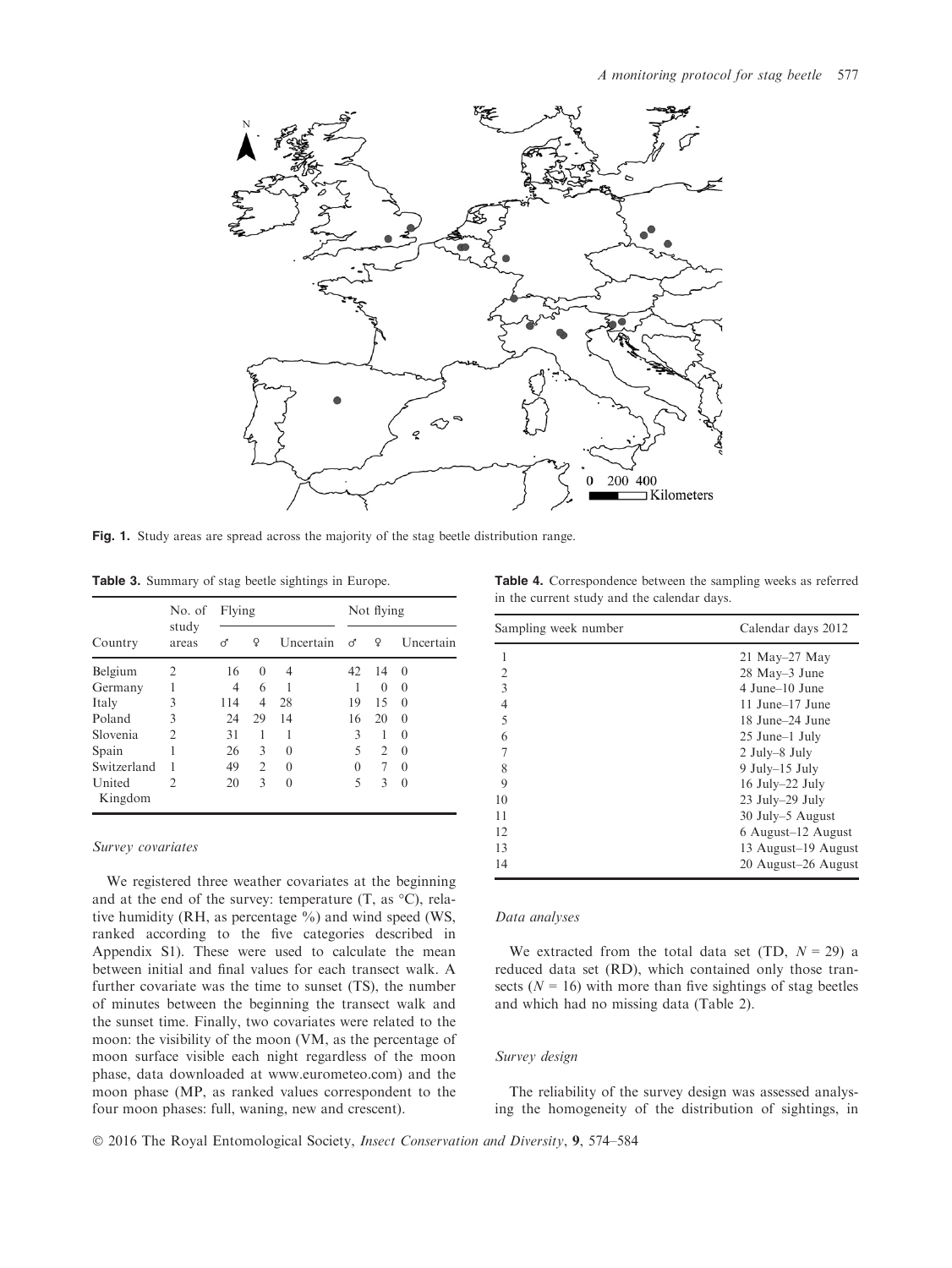**Fig. 1.** Study areas are spread across the majority of the stag beetle distribution range.

**Table 3.** Summary of stag beetle sightings in Europe.

| Country | No. of study areas | Flying | | | Not flying | | |
|---|---|---|---|---|---|---|---|
| | | ♂ | ♀ | Uncertain | ♂ | ♀ | Uncertain |
| Belgium | 2 | 16 | 0 | 4 | 42 | 14 | 0 |
| Germany | 1 | 4 | 6 | 1 | 1 | 0 | 0 |
| Italy | 3 | 114 | 4 | 28 | 19 | 15 | 0 |
| Poland | 3 | 24 | 29 | 14 | 16 | 20 | 0 |
| Slovenia | 2 | 31 | 1 | 1 | 3 | 1 | 0 |
| Spain | 1 | 26 | 3 | 0 | 5 | 2 | 0 |
| Switzerland | 1 | 49 | 2 | 0 | 0 | 7 | 0 |
| United Kingdom | 2 | 20 | 3 | 0 | 5 | 3 | 0 |

*Survey covariates*

We registered three weather covariates at the beginning and at the end of the survey: temperature (T, as °C), relative humidity (RH, as percentage %) and wind speed (WS, ranked according to the five categories described in Appendix S1). These were used to calculate the mean between initial and final values for each transect walk. A further covariate was the time to sunset (TS), the number of minutes between the beginning the transect walk and the sunset time. Finally, two covariates were related to the moon: the visibility of the moon (VM, as the percentage of moon surface visible each night regardless of the moon phase, data downloaded at www.eurometeo.com) and the moon phase (MP, as ranked values correspondent to the four moon phases: full, waning, new and crescent).

**Table 4.** Correspondence between the sampling weeks as referred in the current study and the calendar days.

| Sampling week number | Calendar days 2012 |
|---|---|
| 1 | 21 May–27 May |
| 2 | 28 May–3 June |
| 3 | 4 June–10 June |
| 4 | 11 June–17 June |
| 5 | 18 June–24 June |
| 6 | 25 June–1 July |
| 7 | 2 July–8 July |
| 8 | 9 July–15 July |
| 9 | 16 July–22 July |
| 10 | 23 July–29 July |
| 11 | 30 July–5 August |
| 12 | 6 August–12 August |
| 13 | 13 August–19 August |
| 14 | 20 August–26 August |

*Data analyses*

We extracted from the total data set (TD, $N = 29$) a reduced data set (RD), which contained only those transects ($N = 16$) with more than five sightings of stag beetles and which had no missing data (Table 2).

*Survey design*

The reliability of the survey design was assessed analysing the homogeneity of the distribution of sightings, in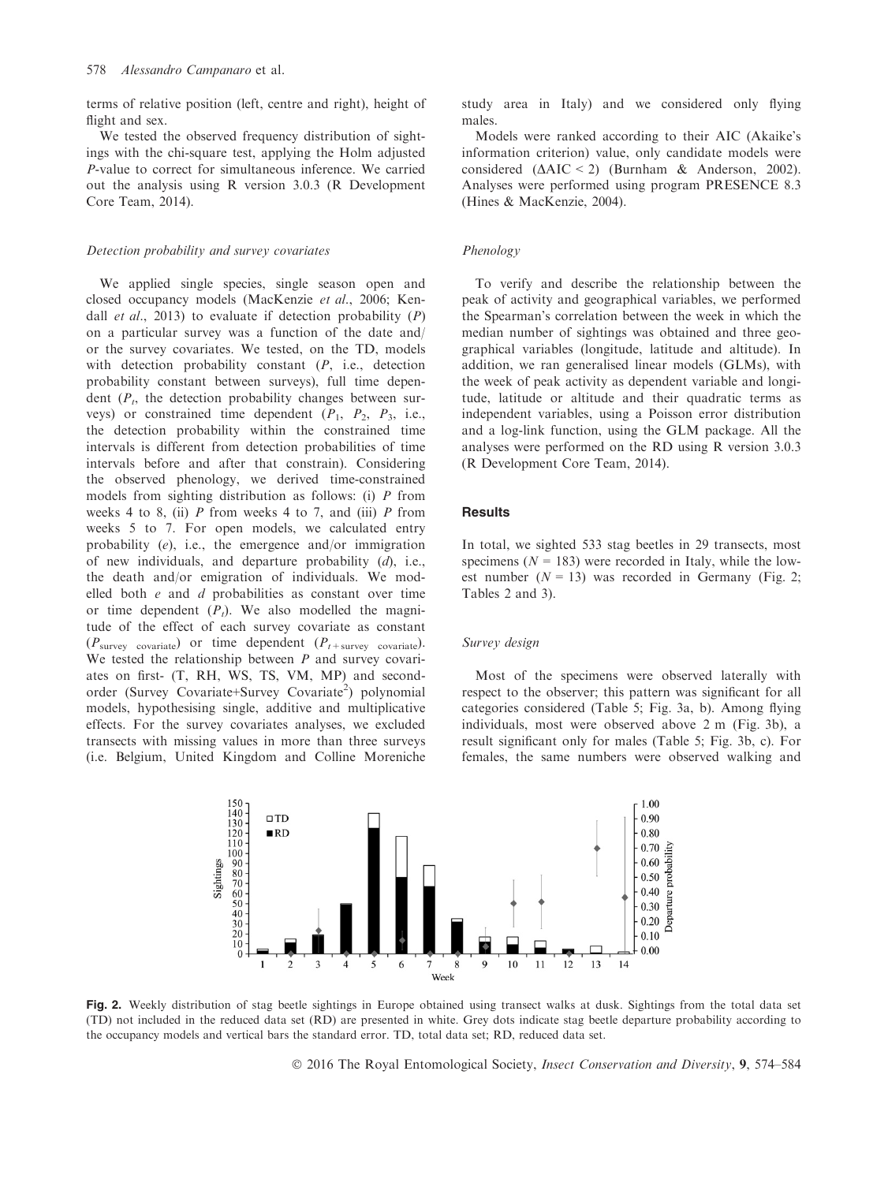terms of relative position (left, centre and right), height of flight and sex.

We tested the observed frequency distribution of sightings with the chi-square test, applying the Holm adjusted *P*-value to correct for simultaneous inference. We carried out the analysis using R version 3.0.3 (R Development Core Team, 2014).

### *Detection probability and survey covariates*

We applied single species, single season open and closed occupancy models (MacKenzie *et al.*, 2006; Kendall *et al.*, 2013) to evaluate if detection probability ($P$) on a particular survey was a function of the date and/or the survey covariates. We tested, on the TD, models with detection probability constant ($P$, i.e., detection probability constant between surveys), full time dependent ($P_t$, the detection probability changes between surveys) or constrained time dependent ($P_1$, $P_2$, $P_3$, i.e., the detection probability within the constrained time intervals is different from detection probabilities of time intervals before and after that constrain). Considering the observed phenology, we derived time-constrained models from sighting distribution as follows: (i) $P$ from weeks 4 to 8, (ii) $P$ from weeks 4 to 7, and (iii) $P$ from weeks 5 to 7. For open models, we calculated entry probability ($e$), i.e., the emergence and/or immigration of new individuals, and departure probability ($d$), i.e., the death and/or emigration of individuals. We modelled both $e$ and $d$ probabilities as constant over time or time dependent ($P_t$). We also modelled the magnitude of the effect of each survey covariate as constant ($P_{\text{survey covariate}}$) or time dependent ($P_{t+\text{survey covariate}}$). We tested the relationship between $P$ and survey covariates on first- (T, RH, WS, TS, VM, MP) and second-order (Survey Covariate+Survey Covariate$^2$) polynomial models, hypothesising single, additive and multiplicative effects. For the survey covariates analyses, we excluded transects with missing values in more than three surveys (i.e. Belgium, United Kingdom and Colline Moreniche study area in Italy) and we considered only flying males.

Models were ranked according to their AIC (Akaike's information criterion) value, only candidate models were considered ($\Delta$AIC < 2) (Burnham & Anderson, 2002). Analyses were performed using program PRESENCE 8.3 (Hines & MacKenzie, 2004).

### *Phenology*

To verify and describe the relationship between the peak of activity and geographical variables, we performed the Spearman's correlation between the week in which the median number of sightings was obtained and three geographical variables (longitude, latitude and altitude). In addition, we ran generalised linear models (GLMs), with the week of peak activity as dependent variable and longitude, latitude or altitude and their quadratic terms as independent variables, using a Poisson error distribution and a log-link function, using the GLM package. All the analyses were performed on the RD using R version 3.0.3 (R Development Core Team, 2014).

## Results

In total, we sighted 533 stag beetles in 29 transects, most specimens ($N$ = 183) were recorded in Italy, while the lowest number ($N$ = 13) was recorded in Germany (Fig. 2; Tables 2 and 3).

### *Survey design*

Most of the specimens were observed laterally with respect to the observer; this pattern was significant for all categories considered (Table 5; Fig. 3a, b). Among flying individuals, most were observed above 2 m (Fig. 3b), a result significant only for males (Table 5; Fig. 3b, c). For females, the same numbers were observed walking and

**Fig. 2.** Weekly distribution of stag beetle sightings in Europe obtained using transect walks at dusk. Sightings from the total data set (TD) not included in the reduced data set (RD) are presented in white. Grey dots indicate stag beetle departure probability according to the occupancy models and vertical bars the standard error. TD, total data set; RD, reduced data set.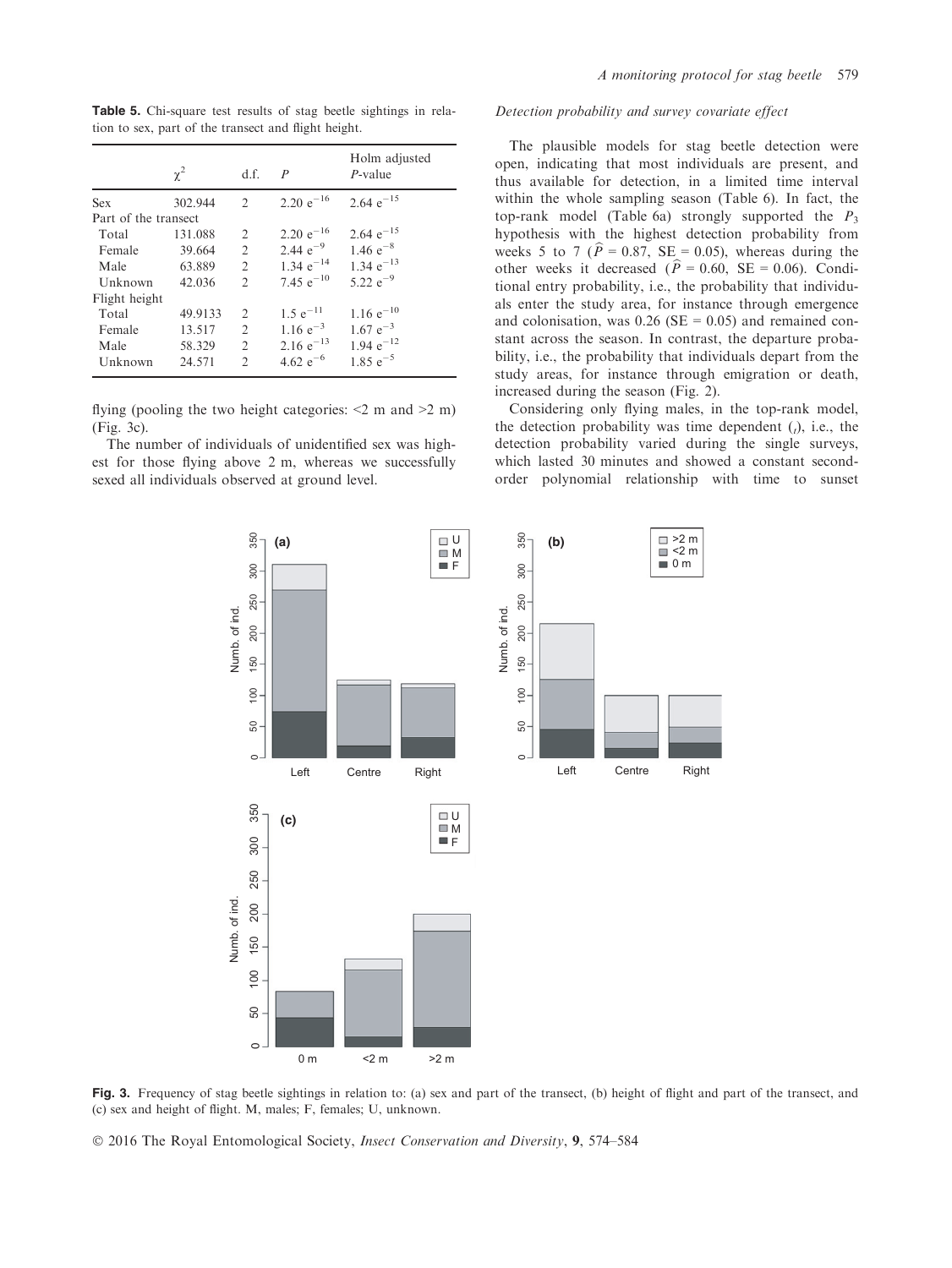**Table 5.** Chi-square test results of stag beetle sightings in relation to sex, part of the transect and flight height.

| | $\chi^2$ | d.f. | $P$ | Holm adjusted $P$-value |
|---|---|---|---|---|
| Sex | 302.944 | 2 | $2.20\ e^{-16}$ | $2.64\ e^{-15}$ |
| Part of the transect | | | | |
| Total | 131.088 | 2 | $2.20\ e^{-16}$ | $2.64\ e^{-15}$ |
| Female | 39.664 | 2 | $2.44\ e^{-9}$ | $1.46\ e^{-8}$ |
| Male | 63.889 | 2 | $1.34\ e^{-14}$ | $1.34\ e^{-13}$ |
| Unknown | 42.036 | 2 | $7.45\ e^{-10}$ | $5.22\ e^{-9}$ |
| Flight height | | | | |
| Total | 49.9133 | 2 | $1.5\ e^{-11}$ | $1.16\ e^{-10}$ |
| Female | 13.517 | 2 | $1.16\ e^{-3}$ | $1.67\ e^{-3}$ |
| Male | 58.329 | 2 | $2.16\ e^{-13}$ | $1.94\ e^{-12}$ |
| Unknown | 24.571 | 2 | $4.62\ e^{-6}$ | $1.85\ e^{-5}$ |

flying (pooling the two height categories: <2 m and >2 m) (Fig. 3c).

The number of individuals of unidentified sex was highest for those flying above 2 m, whereas we successfully sexed all individuals observed at ground level.

*Detection probability and survey covariate effect*

The plausible models for stag beetle detection were open, indicating that most individuals are present, and thus available for detection, in a limited time interval within the whole sampling season (Table 6). In fact, the top-rank model (Table 6a) strongly supported the $P_3$ hypothesis with the highest detection probability from weeks 5 to 7 ($\hat{P}$ = 0.87, SE = 0.05), whereas during the other weeks it decreased ($\hat{P}$ = 0.60, SE = 0.06). Conditional entry probability, i.e., the probability that individuals enter the study area, for instance through emergence and colonisation, was 0.26 (SE = 0.05) and remained constant across the season. In contrast, the departure probability, i.e., the probability that individuals depart from the study areas, for instance through emigration or death, increased during the season (Fig. 2).

Considering only flying males, in the top-rank model, the detection probability was time dependent ($_t$), i.e., the detection probability varied during the single surveys, which lasted 30 minutes and showed a constant second-order polynomial relationship with time to sunset

**Fig. 3.** Frequency of stag beetle sightings in relation to: (a) sex and part of the transect, (b) height of flight and part of the transect, and (c) sex and height of flight. M, males; F, females; U, unknown.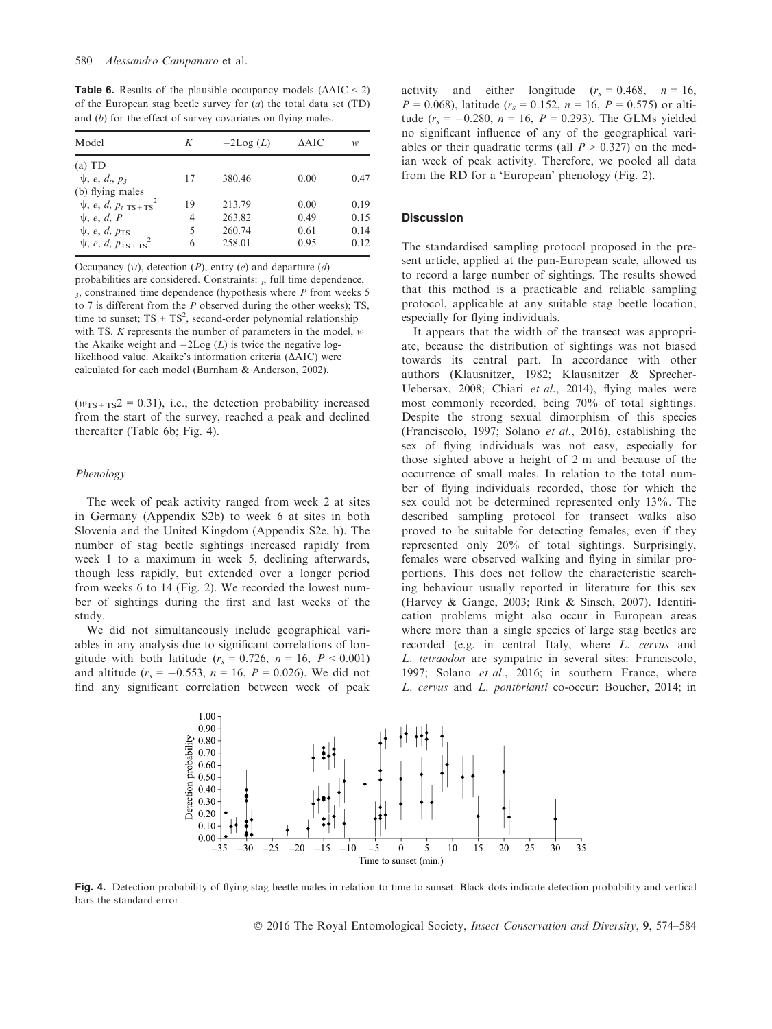**Table 6.** Results of the plausible occupancy models (ΔAIC < 2) of the European stag beetle survey for (*a*) the total data set (TD) and (*b*) for the effect of survey covariates on flying males.

| Model | *K* | $-2\text{Log}(L)$ | ΔAIC | *w* |
|---|---|---|---|---|
| (*a*) TD | | | | |
| $\psi$, *e*, $d_t$, $p_3$ | 17 | 380.46 | 0.00 | 0.47 |
| (*b*) flying males | | | | |
| $\psi$, *e*, *d*, $p_{t\ \text{TS}+\text{TS}^2}$ | 19 | 213.79 | 0.00 | 0.19 |
| $\psi$, *e*, *d*, *P* | 4 | 263.82 | 0.49 | 0.15 |
| $\psi$, *e*, *d*, $p_{\text{TS}}$ | 5 | 260.74 | 0.61 | 0.14 |
| $\psi$, *e*, *d*, $p_{\text{TS}+\text{TS}^2}$ | 6 | 258.01 | 0.95 | 0.12 |

Occupancy ($\psi$), detection (*P*), entry (*e*) and departure (*d*) probabilities are considered. Constraints: $_t$, full time dependence, $_3$, constrained time dependence (hypothesis where *P* from weeks 5 to 7 is different from the *P* observed during the other weeks); TS, time to sunset; TS + TS$^2$, second-order polynomial relationship with TS. *K* represents the number of parameters in the model, *w* the Akaike weight and $-2\text{Log}(L)$ is twice the negative log-likelihood value. Akaike's information criteria (ΔAIC) were calculated for each model (Burnham & Anderson, 2002).

($w_{\text{TS}+\text{TS}}2 = 0.31$), i.e., the detection probability increased from the start of the survey, reached a peak and declined thereafter (Table 6b; Fig. 4).

### Phenology

The week of peak activity ranged from week 2 at sites in Germany (Appendix S2b) to week 6 at sites in both Slovenia and the United Kingdom (Appendix S2e, h). The number of stag beetle sightings increased rapidly from week 1 to a maximum in week 5, declining afterwards, though less rapidly, but extended over a longer period from weeks 6 to 14 (Fig. 2). We recorded the lowest number of sightings during the first and last weeks of the study.

We did not simultaneously include geographical variables in any analysis due to significant correlations of longitude with both latitude ($r_s = 0.726$, $n = 16$, $P < 0.001$) and altitude ($r_s = -0.553$, $n = 16$, $P = 0.026$). We did not find any significant correlation between week of peak activity and either longitude ($r_s = 0.468$, $n = 16$, $P = 0.068$), latitude ($r_s = 0.152$, $n = 16$, $P = 0.575$) or altitude ($r_s = -0.280$, $n = 16$, $P = 0.293$). The GLMs yielded no significant influence of any of the geographical variables or their quadratic terms (all $P > 0.327$) on the median week of peak activity. Therefore, we pooled all data from the RD for a 'European' phenology (Fig. 2).

## Discussion

The standardised sampling protocol proposed in the present article, applied at the pan-European scale, allowed us to record a large number of sightings. The results showed that this method is a practicable and reliable sampling protocol, applicable at any suitable stag beetle location, especially for flying individuals.

It appears that the width of the transect was appropriate, because the distribution of sightings was not biased towards its central part. In accordance with other authors (Klausnitzer, 1982; Klausnitzer & Sprecher-Uebersax, 2008; Chiari *et al*., 2014), flying males were most commonly recorded, being 70% of total sightings. Despite the strong sexual dimorphism of this species (Franciscolo, 1997; Solano *et al*., 2016), establishing the sex of flying individuals was not easy, especially for those sighted above a height of 2 m and because of the occurrence of small males. In relation to the total number of flying individuals recorded, those for which the sex could not be determined represented only 13%. The described sampling protocol for transect walks also proved to be suitable for detecting females, even if they represented only 20% of total sightings. Surprisingly, females were observed walking and flying in similar proportions. This does not follow the characteristic searching behaviour usually reported in literature for this sex (Harvey & Gange, 2003; Rink & Sinsch, 2007). Identification problems might also occur in European areas where more than a single species of large stag beetles are recorded (e.g. in central Italy, where *L. cervus* and *L. tetraodon* are sympatric in several sites: Franciscolo, 1997; Solano *et al*., 2016; in southern France, where *L. cervus* and *L. pontbrianti* co-occur: Boucher, 2014; in

**Fig. 4.** Detection probability of flying stag beetle males in relation to time to sunset. Black dots indicate detection probability and vertical bars the standard error.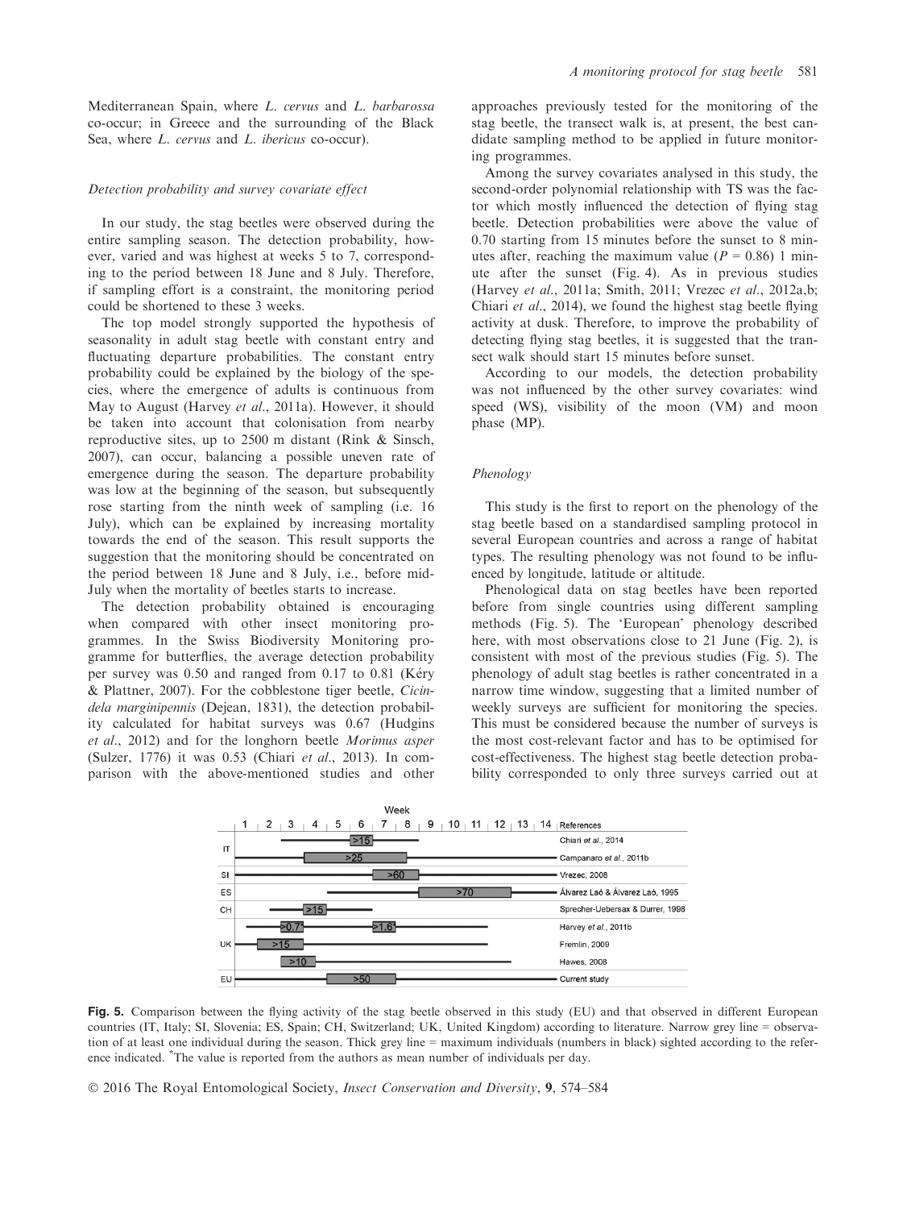Mediterranean Spain, where *L. cervus* and *L. barbarossa* co-occur; in Greece and the surrounding of the Black Sea, where *L. cervus* and *L. ibericus* co-occur).

### *Detection probability and survey covariate effect*

In our study, the stag beetles were observed during the entire sampling season. The detection probability, however, varied and was highest at weeks 5 to 7, corresponding to the period between 18 June and 8 July. Therefore, if sampling effort is a constraint, the monitoring period could be shortened to these 3 weeks.

The top model strongly supported the hypothesis of seasonality in adult stag beetle with constant entry and fluctuating departure probabilities. The constant entry probability could be explained by the biology of the species, where the emergence of adults is continuous from May to August (Harvey *et al.*, 2011a). However, it should be taken into account that colonisation from nearby reproductive sites, up to 2500 m distant (Rink & Sinsch, 2007), can occur, balancing a possible uneven rate of emergence during the season. The departure probability was low at the beginning of the season, but subsequently rose starting from the ninth week of sampling (i.e. 16 July), which can be explained by increasing mortality towards the end of the season. This result supports the suggestion that the monitoring should be concentrated on the period between 18 June and 8 July, i.e., before mid-July when the mortality of beetles starts to increase.

The detection probability obtained is encouraging when compared with other insect monitoring programmes. In the Swiss Biodiversity Monitoring programme for butterflies, the average detection probability per survey was 0.50 and ranged from 0.17 to 0.81 (Kéry & Plattner, 2007). For the cobblestone tiger beetle, *Cicindela marginipennis* (Dejean, 1831), the detection probability calculated for habitat surveys was 0.67 (Hudgins *et al.*, 2012) and for the longhorn beetle *Morimus asper* (Sulzer, 1776) it was 0.53 (Chiari *et al.*, 2013). In comparison with the above-mentioned studies and other approaches previously tested for the monitoring of the stag beetle, the transect walk is, at present, the best candidate sampling method to be applied in future monitoring programmes.

Among the survey covariates analysed in this study, the second-order polynomial relationship with TS was the factor which mostly influenced the detection of flying stag beetle. Detection probabilities were above the value of 0.70 starting from 15 minutes before the sunset to 8 minutes after, reaching the maximum value ($P = 0.86$) 1 minute after the sunset (Fig. 4). As in previous studies (Harvey *et al.*, 2011a; Smith, 2011; Vrezec *et al.*, 2012a,b; Chiari *et al.*, 2014), we found the highest stag beetle flying activity at dusk. Therefore, to improve the probability of detecting flying stag beetles, it is suggested that the transect walk should start 15 minutes before sunset.

According to our models, the detection probability was not influenced by the other survey covariates: wind speed (WS), visibility of the moon (VM) and moon phase (MP).

### *Phenology*

This study is the first to report on the phenology of the stag beetle based on a standardised sampling protocol in several European countries and across a range of habitat types. The resulting phenology was not found to be influenced by longitude, latitude or altitude.

Phenological data on stag beetles have been reported before from single countries using different sampling methods (Fig. 5). The 'European' phenology described here, with most observations close to 21 June (Fig. 2), is consistent with most of the previous studies (Fig. 5). The phenology of adult stag beetles is rather concentrated in a narrow time window, suggesting that a limited number of weekly surveys are sufficient for monitoring the species. This must be considered because the number of surveys is the most cost-relevant factor and has to be optimised for cost-effectiveness. The highest stag beetle detection probability corresponded to only three surveys carried out at

**Fig. 5.** Comparison between the flying activity of the stag beetle observed in this study (EU) and that observed in different European countries (IT, Italy; SI, Slovenia; ES, Spain; CH, Switzerland; UK, United Kingdom) according to literature. Narrow grey line = observation of at least one individual during the season. Thick grey line = maximum individuals (numbers in black) sighted according to the reference indicated. *The value is reported from the authors as mean number of individuals per day.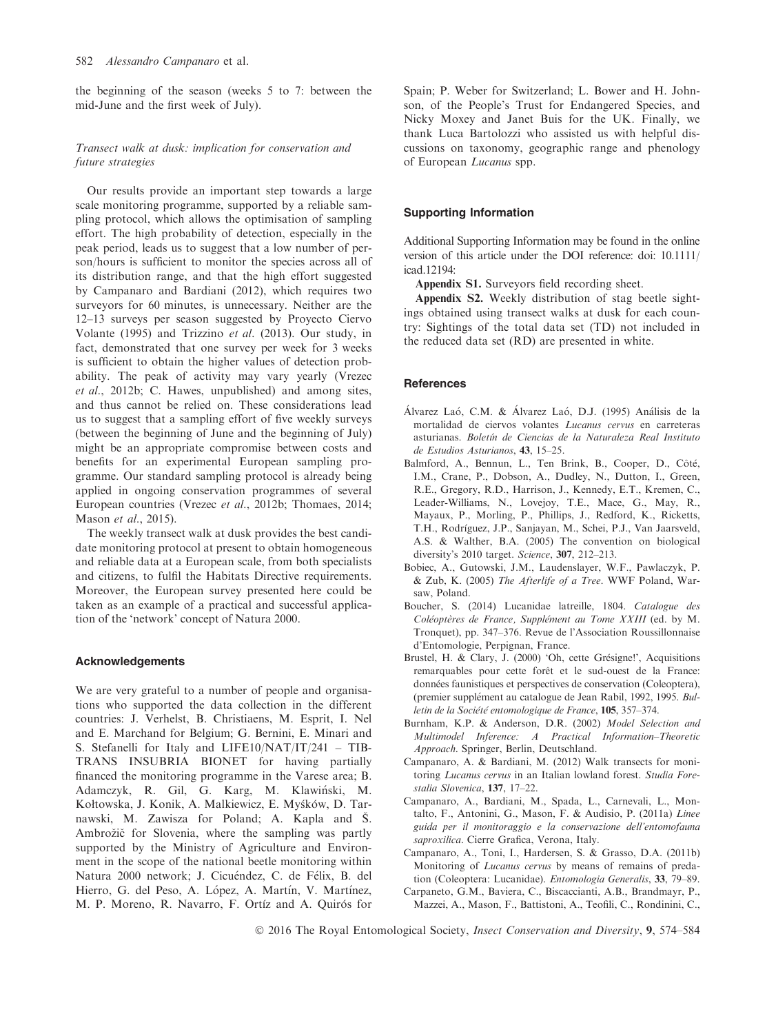the beginning of the season (weeks 5 to 7: between the mid-June and the first week of July).

*Transect walk at dusk: implication for conservation and future strategies*

Our results provide an important step towards a large scale monitoring programme, supported by a reliable sampling protocol, which allows the optimisation of sampling effort. The high probability of detection, especially in the peak period, leads us to suggest that a low number of person/hours is sufficient to monitor the species across all of its distribution range, and that the high effort suggested by Campanaro and Bardiani (2012), which requires two surveyors for 60 minutes, is unnecessary. Neither are the 12–13 surveys per season suggested by Proyecto Ciervo Volante (1995) and Trizzino *et al*. (2013). Our study, in fact, demonstrated that one survey per week for 3 weeks is sufficient to obtain the higher values of detection probability. The peak of activity may vary yearly (Vrezec *et al*., 2012b; C. Hawes, unpublished) and among sites, and thus cannot be relied on. These considerations lead us to suggest that a sampling effort of five weekly surveys (between the beginning of June and the beginning of July) might be an appropriate compromise between costs and benefits for an experimental European sampling programme. Our standard sampling protocol is already being applied in ongoing conservation programmes of several European countries (Vrezec *et al*., 2012b; Thomaes, 2014; Mason *et al*., 2015).

The weekly transect walk at dusk provides the best candidate monitoring protocol at present to obtain homogeneous and reliable data at a European scale, from both specialists and citizens, to fulfil the Habitats Directive requirements. Moreover, the European survey presented here could be taken as an example of a practical and successful application of the 'network' concept of Natura 2000.

## Acknowledgements

We are very grateful to a number of people and organisations who supported the data collection in the different countries: J. Verhelst, B. Christiaens, M. Esprit, I. Nel and E. Marchand for Belgium; G. Bernini, E. Minari and S. Stefanelli for Italy and LIFE10/NAT/IT/241 – TIB-TRANS INSUBRIA BIONET for having partially financed the monitoring programme in the Varese area; B. Adamczyk, R. Gil, G. Karg, M. Klawiński, M. Kołtowska, J. Konik, A. Malkiewicz, E. Myśków, D. Tarnawski, M. Zawisza for Poland; A. Kapla and Š. Ambrožič for Slovenia, where the sampling was partly supported by the Ministry of Agriculture and Environment in the scope of the national beetle monitoring within Natura 2000 network; J. Cicuéndez, C. de Félix, B. del Hierro, G. del Peso, A. López, A. Martín, V. Martínez, M. P. Moreno, R. Navarro, F. Ortíz and A. Quirós for Spain; P. Weber for Switzerland; L. Bower and H. Johnson, of the People's Trust for Endangered Species, and Nicky Moxey and Janet Buis for the UK. Finally, we thank Luca Bartolozzi who assisted us with helpful discussions on taxonomy, geographic range and phenology of European *Lucanus* spp.

## Supporting Information

Additional Supporting Information may be found in the online version of this article under the DOI reference: doi: 10.1111/icad.12194:

**Appendix S1.** Surveyors field recording sheet.

**Appendix S2.** Weekly distribution of stag beetle sightings obtained using transect walks at dusk for each country: Sightings of the total data set (TD) not included in the reduced data set (RD) are presented in white.

## References

Álvarez Laó, C.M. & Álvarez Laó, D.J. (1995) Análisis de la mortalidad de ciervos volantes *Lucanus cervus* en carreteras asturianas. *Boletín de Ciencias de la Naturaleza Real Instituto de Estudios Asturianos*, **43**, 15–25.

Balmford, A., Bennun, L., Ten Brink, B., Cooper, D., Côté, I.M., Crane, P., Dobson, A., Dudley, N., Dutton, I., Green, R.E., Gregory, R.D., Harrison, J., Kennedy, E.T., Kremen, C., Leader-Williams, N., Lovejoy, T.E., Mace, G., May, R., Mayaux, P., Morling, P., Phillips, J., Redford, K., Ricketts, T.H., Rodríguez, J.P., Sanjayan, M., Schei, P.J., Van Jaarsveld, A.S. & Walther, B.A. (2005) The convention on biological diversity's 2010 target. *Science*, **307**, 212–213.

Bobiec, A., Gutowski, J.M., Laudenslayer, W.F., Pawlaczyk, P. & Zub, K. (2005) *The Afterlife of a Tree*. WWF Poland, Warsaw, Poland.

Boucher, S. (2014) Lucanidae latreille, 1804. *Catalogue des Coléoptères de France, Supplément au Tome XXIII* (ed. by M. Tronquet), pp. 347–376. Revue de l'Association Roussillonnaise d'Entomologie, Perpignan, France.

Brustel, H. & Clary, J. (2000) 'Oh, cette Grésigne!', Acquisitions remarquables pour cette forêt et le sud-ouest de la France: données faunistiques et perspectives de conservation (Coleoptera), (premier supplément au catalogue de Jean Rabil, 1992, 1995. *Bulletin de la Société entomologique de France*, **105**, 357–374.

Burnham, K.P. & Anderson, D.R. (2002) *Model Selection and Multimodel Inference: A Practical Information–Theoretic Approach*. Springer, Berlin, Deutschland.

Campanaro, A. & Bardiani, M. (2012) Walk transects for monitoring *Lucanus cervus* in an Italian lowland forest. *Studia Forestalia Slovenica*, **137**, 17–22.

Campanaro, A., Bardiani, M., Spada, L., Carnevali, L., Montalto, F., Antonini, G., Mason, F. & Audisio, P. (2011a) *Linee guida per il monitoraggio e la conservazione dell'entomofauna saproxilica*. Cierre Grafica, Verona, Italy.

Campanaro, A., Toni, I., Hardersen, S. & Grasso, D.A. (2011b) Monitoring of *Lucanus cervus* by means of remains of predation (Coleoptera: Lucanidae). *Entomologia Generalis*, **33**, 79–89.

Carpaneto, G.M., Baviera, C., Biscaccianti, A.B., Brandmayr, P., Mazzei, A., Mason, F., Battistoni, A., Teofili, C., Rondinini, C.,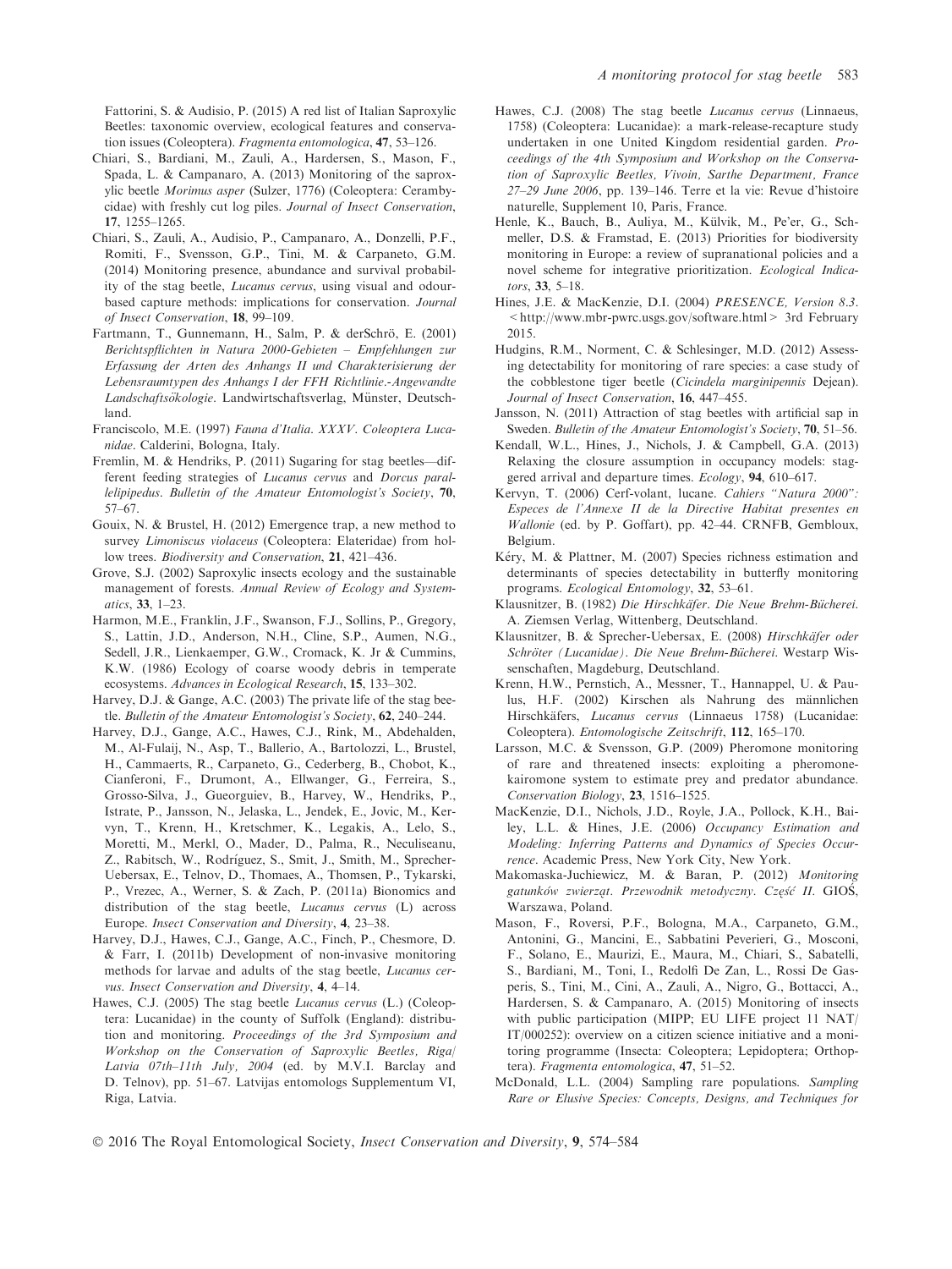Fattorini, S. & Audisio, P. (2015) A red list of Italian Saproxylic Beetles: taxonomic overview, ecological features and conservation issues (Coleoptera). *Fragmenta entomologica*, **47**, 53–126.

Chiari, S., Bardiani, M., Zauli, A., Hardersen, S., Mason, F., Spada, L. & Campanaro, A. (2013) Monitoring of the saproxylic beetle *Morimus asper* (Sulzer, 1776) (Coleoptera: Cerambycidae) with freshly cut log piles. *Journal of Insect Conservation*, **17**, 1255–1265.

Chiari, S., Zauli, A., Audisio, P., Campanaro, A., Donzelli, P.F., Romiti, F., Svensson, G.P., Tini, M. & Carpaneto, G.M. (2014) Monitoring presence, abundance and survival probability of the stag beetle, *Lucanus cervus*, using visual and odour-based capture methods: implications for conservation. *Journal of Insect Conservation*, **18**, 99–109.

Fartmann, T., Gunnemann, H., Salm, P. & derSchrö, E. (2001) *Berichtspflichten in Natura 2000-Gebieten – Empfehlungen zur Erfassung der Arten des Anhangs II und Charakterisierung der Lebensraumtypen des Anhangs I der FFH Richtlinie.-Angewandte Landschaftsökologie*. Landwirtschaftsverlag, Münster, Deutschland.

Franciscolo, M.E. (1997) *Fauna d'Italia. XXXV. Coleoptera Lucanidae*. Calderini, Bologna, Italy.

Fremlin, M. & Hendriks, P. (2011) Sugaring for stag beetles—different feeding strategies of *Lucanus cervus* and *Dorcus parallelipipedus*. *Bulletin of the Amateur Entomologist's Society*, **70**, 57–67.

Gouix, N. & Brustel, H. (2012) Emergence trap, a new method to survey *Limoniscus violaceus* (Coleoptera: Elateridae) from hollow trees. *Biodiversity and Conservation*, **21**, 421–436.

Grove, S.J. (2002) Saproxylic insects ecology and the sustainable management of forests. *Annual Review of Ecology and Systematics*, **33**, 1–23.

Harmon, M.E., Franklin, J.F., Swanson, F.J., Sollins, P., Gregory, S., Lattin, J.D., Anderson, N.H., Cline, S.P., Aumen, N.G., Sedell, J.R., Lienkaemper, G.W., Cromack, K. Jr & Cummins, K.W. (1986) Ecology of coarse woody debris in temperate ecosystems. *Advances in Ecological Research*, **15**, 133–302.

Harvey, D.J. & Gange, A.C. (2003) The private life of the stag beetle. *Bulletin of the Amateur Entomologist's Society*, **62**, 240–244.

Harvey, D.J., Gange, A.C., Hawes, C.J., Rink, M., Abdehalden, M., Al-Fulaij, N., Asp, T., Ballerio, A., Bartolozzi, L., Brustel, H., Cammaerts, R., Carpaneto, G., Cederberg, B., Chobot, K., Cianferoni, F., Drumont, A., Ellwanger, G., Ferreira, S., Grosso-Silva, J., Gueorguiev, B., Harvey, W., Hendriks, P., Istrate, P., Jansson, N., Jelaska, L., Jendek, E., Jovic, M., Kervyn, T., Krenn, H., Kretschmer, K., Legakis, A., Lelo, S., Moretti, M., Merkl, O., Mader, D., Palma, R., Neculiseanu, Z., Rabitsch, W., Rodríguez, S., Smit, J., Smith, M., Sprecher-Uebersax, E., Telnov, D., Thomaes, A., Thomsen, P., Tykarski, P., Vrezec, A., Werner, S. & Zach, P. (2011a) Bionomics and distribution of the stag beetle, *Lucanus cervus* (L) across Europe. *Insect Conservation and Diversity*, **4**, 23–38.

Harvey, D.J., Hawes, C.J., Gange, A.C., Finch, P., Chesmore, D. & Farr, I. (2011b) Development of non-invasive monitoring methods for larvae and adults of the stag beetle, *Lucanus cervus*. *Insect Conservation and Diversity*, **4**, 4–14.

Hawes, C.J. (2005) The stag beetle *Lucanus cervus* (L.) (Coleoptera: Lucanidae) in the county of Suffolk (England): distribution and monitoring. *Proceedings of the 3rd Symposium and Workshop on the Conservation of Saproxylic Beetles, Riga/Latvia 07th–11th July, 2004* (ed. by M.V.I. Barclay and D. Telnov), pp. 51–67. Latvijas entomologs Supplementum VI, Riga, Latvia.

Hawes, C.J. (2008) The stag beetle *Lucanus cervus* (Linnaeus, 1758) (Coleoptera: Lucanidae): a mark-release-recapture study undertaken in one United Kingdom residential garden. *Proceedings of the 4th Symposium and Workshop on the Conservation of Saproxylic Beetles, Vivoin, Sarthe Department, France 27–29 June 2006*, pp. 139–146. Terre et la vie: Revue d'histoire naturelle, Supplement 10, Paris, France.

Henle, K., Bauch, B., Auliya, M., Külvik, M., Pe'er, G., Schmeller, D.S. & Framstad, E. (2013) Priorities for biodiversity monitoring in Europe: a review of supranational policies and a novel scheme for integrative prioritization. *Ecological Indicators*, **33**, 5–18.

Hines, J.E. & MacKenzie, D.I. (2004) *PRESENCE, Version 8.3*. <http://www.mbr-pwrc.usgs.gov/software.html> 3rd February 2015.

Hudgins, R.M., Norment, C. & Schlesinger, M.D. (2012) Assessing detectability for monitoring of rare species: a case study of the cobblestone tiger beetle (*Cicindela marginipennis* Dejean). *Journal of Insect Conservation*, **16**, 447–455.

Jansson, N. (2011) Attraction of stag beetles with artificial sap in Sweden. *Bulletin of the Amateur Entomologist's Society*, **70**, 51–56.

Kendall, W.L., Hines, J., Nichols, J. & Campbell, G.A. (2013) Relaxing the closure assumption in occupancy models: staggered arrival and departure times. *Ecology*, **94**, 610–617.

Kervyn, T. (2006) Cerf-volant, lucane. *Cahiers "Natura 2000": Especes de l'Annexe II de la Directive Habitat presentes en Wallonie* (ed. by P. Goffart), pp. 42–44. CRNFB, Gembloux, Belgium.

Kéry, M. & Plattner, M. (2007) Species richness estimation and determinants of species detectability in butterfly monitoring programs. *Ecological Entomology*, **32**, 53–61.

Klausnitzer, B. (1982) *Die Hirschkäfer. Die Neue Brehm-Bücherei*. A. Ziemsen Verlag, Wittenberg, Deutschland.

Klausnitzer, B. & Sprecher-Uebersax, E. (2008) *Hirschkäfer oder Schröter (Lucanidae). Die Neue Brehm-Bücherei*. Westarp Wissenschaften, Magdeburg, Deutschland.

Krenn, H.W., Pernstich, A., Messner, T., Hannappel, U. & Paulus, H.F. (2002) Kirschen als Nahrung des männlichen Hirschkäfers, *Lucanus cervus* (Linnaeus 1758) (Lucanidae: Coleoptera). *Entomologische Zeitschrift*, **112**, 165–170.

Larsson, M.C. & Svensson, G.P. (2009) Pheromone monitoring of rare and threatened insects: exploiting a pheromone-kairomone system to estimate prey and predator abundance. *Conservation Biology*, **23**, 1516–1525.

MacKenzie, D.I., Nichols, J.D., Royle, J.A., Pollock, K.H., Bailey, L.L. & Hines, J.E. (2006) *Occupancy Estimation and Modeling: Inferring Patterns and Dynamics of Species Occurrence*. Academic Press, New York City, New York.

Makomaska-Juchiewicz, M. & Baran, P. (2012) *Monitoring gatunków zwierząt. Przewodnik metodyczny. Część II*. GIOŚ, Warszawa, Poland.

Mason, F., Roversi, P.F., Bologna, M.A., Carpaneto, G.M., Antonini, G., Mancini, E., Sabbatini Peverieri, G., Mosconi, F., Solano, E., Maurizi, E., Maura, M., Chiari, S., Sabatelli, S., Bardiani, M., Toni, I., Redolfi De Zan, L., Rossi De Gasperis, S., Tini, M., Cini, A., Zauli, A., Nigro, G., Bottacci, A., Hardersen, S. & Campanaro, A. (2015) Monitoring of insects with public participation (MIPP; EU LIFE project 11 NAT/IT/000252): overview on a citizen science initiative and a monitoring programme (Insecta: Coleoptera; Lepidoptera; Orthoptera). *Fragmenta entomologica*, **47**, 51–52.

McDonald, L.L. (2004) Sampling rare populations. *Sampling Rare or Elusive Species: Concepts, Designs, and Techniques for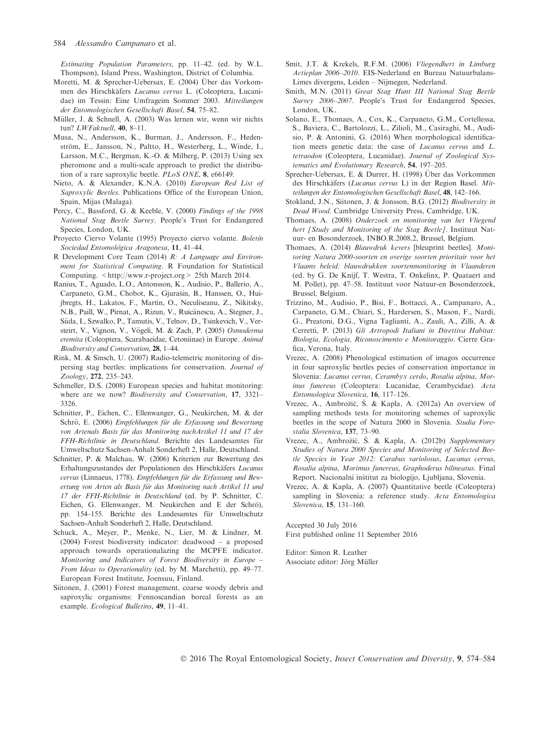*Estimating Population Parameters*, pp. 11–42. (ed. by W.L. Thompson), Island Press, Washington, District of Columbia.

Moretti, M. & Sprecher-Uebersax, E. (2004) Über das Vorkommen des Hirschkäfers *Lucanus cervus* L. (Coleoptera, Lucanidae) im Tessin: Eine Umfrageim Sommer 2003. *Mitteilungen der Entomologischen Gesellschaft Basel*, **54**, 75–82.

Müller, J. & Schnell, A. (2003) Was lernen wir, wenn wir nichts tun? *LWFaktuell*, **40**, 8–11.

Musa, N., Andersson, K., Burman, J., Andersson, F., Hedenström, E., Jansson, N., Paltto, H., Westerberg, L., Winde, I., Larsson, M.C., Bergman, K.-O. & Milberg, P. (2013) Using sex pheromone and a multi-scale approach to predict the distribution of a rare saproxylic beetle. *PLoS ONE*, **8**, e66149.

Nieto, A. & Alexander, K.N.A. (2010) *European Red List of Saproxylic Beetles*. Publications Office of the European Union, Spain, Mijas (Malaga).

Percy, C., Bassford, G. & Keeble, V. (2000) *Findings of the 1998 National Stag Beetle Survey*. People's Trust for Endangered Species, London, UK.

Proyecto Ciervo Volante (1995) Proyecto ciervo volante. *Boletín Sociedad Entomológica Aragonesa*, **11**, 41–44.

R Development Core Team (2014) *R: A Language and Environment for Statistical Computing*. R Foundation for Statistical Computing. <http://www.r-project.org> 25th March 2014.

Ranius, T., Aguado, L.O., Antonsson, K., Audisio, P., Ballerio, A., Carpaneto, G.M., Chobot, K., Gjurašin, B., Hanssen, O., Huijbregts, H., Lakatos, F., Martin, O., Neculiseanu, Z., Nikitsky, N.B., Paill, W., Pirnat, A., Rizun, V., Ruicănescu, A., Stegner, J., Süda, I., Szwalko, P., Tamutis, V., Telnov, D., Tsinkevich, V., Versteirt, V., Vignon, V., Vögeli, M. & Zach, P. (2005) *Osmoderma eremita* (Coleoptera, Scarabaeidae, Cetoniinae) in Europe. *Animal Biodiversity and Conservation*, **28**, 1–44.

Rink, M. & Sinsch, U. (2007) Radio-telemetric monitoring of dispersing stag beetles: implications for conservation. *Journal of Zoology*, **272**, 235–243.

Schmeller, D.S. (2008) European species and habitat monitoring: where are we now? *Biodiversity and Conservation*, **17**, 3321–3326.

Schnitter, P., Eichen, C., Ellenwanger, G., Neukirchen, M. & der Schrö, E. (2006) *Empfehlungen für die Erfassung und Bewertung von Artenals Basis für das Monitoring nachArtikel 11 und 17 der FFH-Richtlinie in Deutschland*. Berichte des Landesamtes für Umweltschutz Sachsen-Anhalt Sonderheft 2, Halle, Deutschland.

Schnitter, P. & Malchau, W. (2006) Kriterien zur Bewertung des Erhaltungszustandes der Populationen des Hirschkäfers *Lucanus cervus* (Linnaeus, 1778). *Empfehlungen für die Erfassung und Bewertung von Arten als Basis für das Monitoring nach Artikel 11 und 17 der FFH-Richtlinie in Deutschland* (ed. by P. Schnitter, C. Eichen, G. Ellenwanger, M. Neukirchen and E der Schrö), pp. 154–155. Berichte des Landesamtes für Umweltschutz Sachsen-Anhalt Sonderheft 2, Halle, Deutschland.

Schuck, A., Meyer, P., Menke, N., Lier, M. & Lindner, M. (2004) Forest biodiversity indicator: deadwood – a proposed approach towards operationalazing the MCPFE indicator. *Monitoring and Indicators of Forest Biodiversity in Europe – From Ideas to Operationality* (ed. by M. Marchetti), pp. 49–77. European Forest Institute, Joensuu, Finland.

Siitonen, J. (2001) Forest management, coarse woody debris and saproxylic organisms: Fennoscandian boreal forests as an example. *Ecological Bulletins*, **49**, 11–41.

Smit, J.T. & Krekels, R.F.M. (2006) *Vliegendhert in Limburg Actieplan 2006–2010*. EIS-Nederland en Bureau Natuurbalans-Limes divergens, Leiden – Nijmegen, Nederland.

Smith, M.N. (2011) *Great Stag Hunt III National Stag Beetle Survey 2006–2007*. People's Trust for Endangered Species, London, UK.

Solano, E., Thomaes, A., Cox, K., Carpaneto, G.M., Cortellessa, S., Baviera, C., Bartolozzi, L., Zilioli, M., Casiraghi, M., Audisio, P. & Antonini, G. (2016) When morphological identification meets genetic data: the case of *Lucanus cervus* and *L. tetraodon* (Coleoptera, Lucanidae). *Journal of Zoological Systematics and Evolutionary Research*, **54**, 197–205.

Sprecher-Uebersax, E. & Durrer, H. (1998) Über das Vorkommen des Hirschkäfers (*Lucanus cervus* L) in der Region Basel. *Mitteilungen der Entomologischen Gesellschaft Basel*, **48**, 142–166.

Stokland, J.N., Siitonen, J. & Jonsson, B.G. (2012) *Biodiversity in Dead Wood*. Cambridge University Press, Cambridge, UK.

Thomaes, A. (2008) *Onderzoek en monitoring van het Vliegend hert [Study and Monitoring of the Stag Beetle]*. Instituut Natuur- en Bosonderzoek, INBO.R.2008.2, Brussel, Belgium.

Thomaes, A. (2014) *Blauwdruk kevers* [bleuprint beetles]. *Monitoring Natura 2000-soorten en overige soorten prioritair voor het Vlaams beleid: blauwdrukken soortenmonitoring in Vlaanderen* (ed. by G. De Knijf, T. Westra, T. Onkelinx, P. Quataert and M. Pollet), pp. 47–58. Instituut voor Natuur-en Bosonderzoek, Brussel, Belgium.

Trizzino, M., Audisio, P., Bisi, F., Bottacci, A., Campanaro, A., Carpaneto, G.M., Chiari, S., Hardersen, S., Mason, F., Nardi, G., Preatoni, D.G., Vigna Taglianti, A., Zauli, A., Zilli, A. & Cerretti, P. (2013) *Gli Artropodi Italiani in Direttiva Habitat: Biologia, Ecologia, Riconoscimento e Monitoraggio*. Cierre Grafica, Verona, Italy.

Vrezec, A. (2008) Phenological estimation of imagos occurrence in four saproxylic beetles pecies of conservation importance in Slovenia: *Lucanus cervus*, *Cerambyx cerdo*, *Rosalia alpina*, *Morinus funereus* (Coleoptera: Lucanidae, Cerambycidae). *Acta Entomologica Slovenica*, **16**, 117–126.

Vrezec, A., Ambrožič, Š. & Kapla, A. (2012a) An overview of sampling methods tests for monitoring schemes of saproxylic beetles in the scope of Natura 2000 in Slovenia. *Studia Forestalia Slovenica*, **137**, 73–90.

Vrezec, A., Ambrožič, Š. & Kapla, A. (2012b) *Supplementary Studies of Natura 2000 Species and Monitoring of Selected Beetle Species in Year 2012: Carabus variolosus, Lucanus cervus, Rosalia alpina, Morimus funereus, Graphoderus bilineatus*. Final Report. Nacionalni inštitut za biologijo, Ljubljana, Slovenia.

Vrezec, A. & Kapla, A. (2007) Quantitative beetle (Coleoptera) sampling in Slovenia: a reference study. *Acta Entomologica Slovenica*, **15**, 131–160.

Accepted 30 July 2016
First published online 11 September 2016

Editor: Simon R. Leather
Associate editor: Jörg Müller